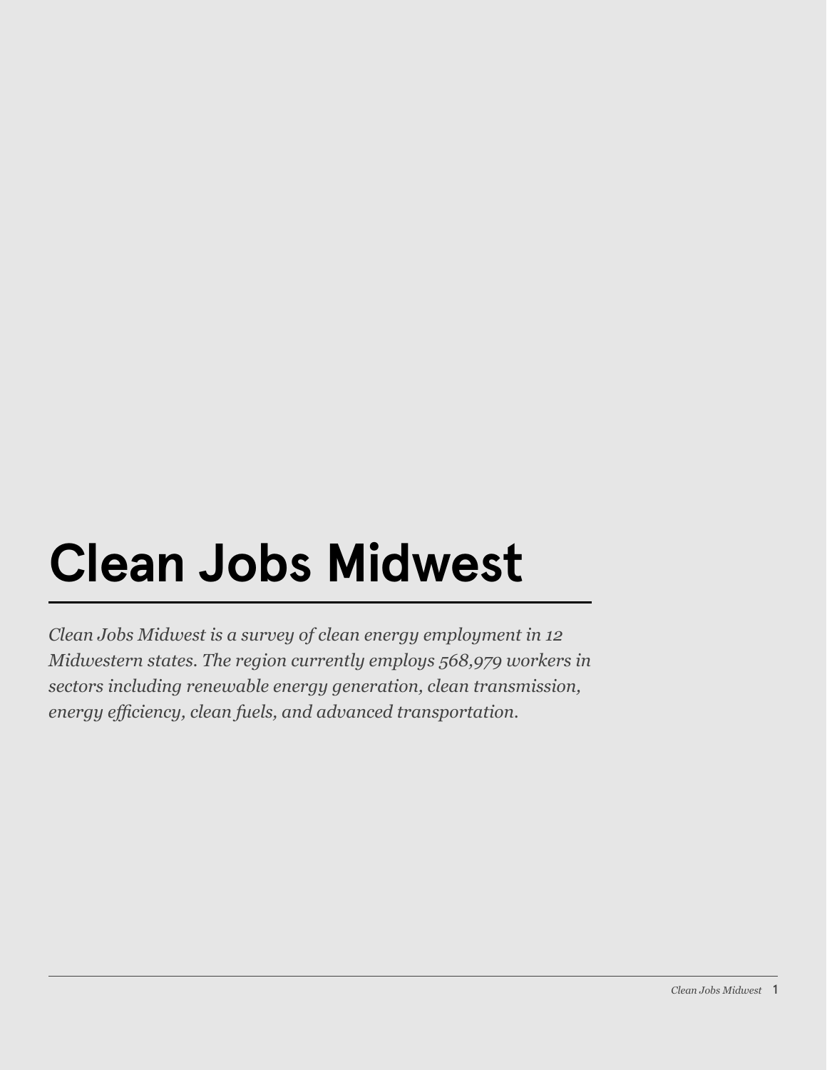# Clean Jobs Midwest

*Clean Jobs Midwest is a survey of clean energy employment in 12 Midwestern states. The region currently employs 568,979 workers in sectors including renewable energy generation, clean transmission, energy efficiency, clean fuels, and advanced transportation.*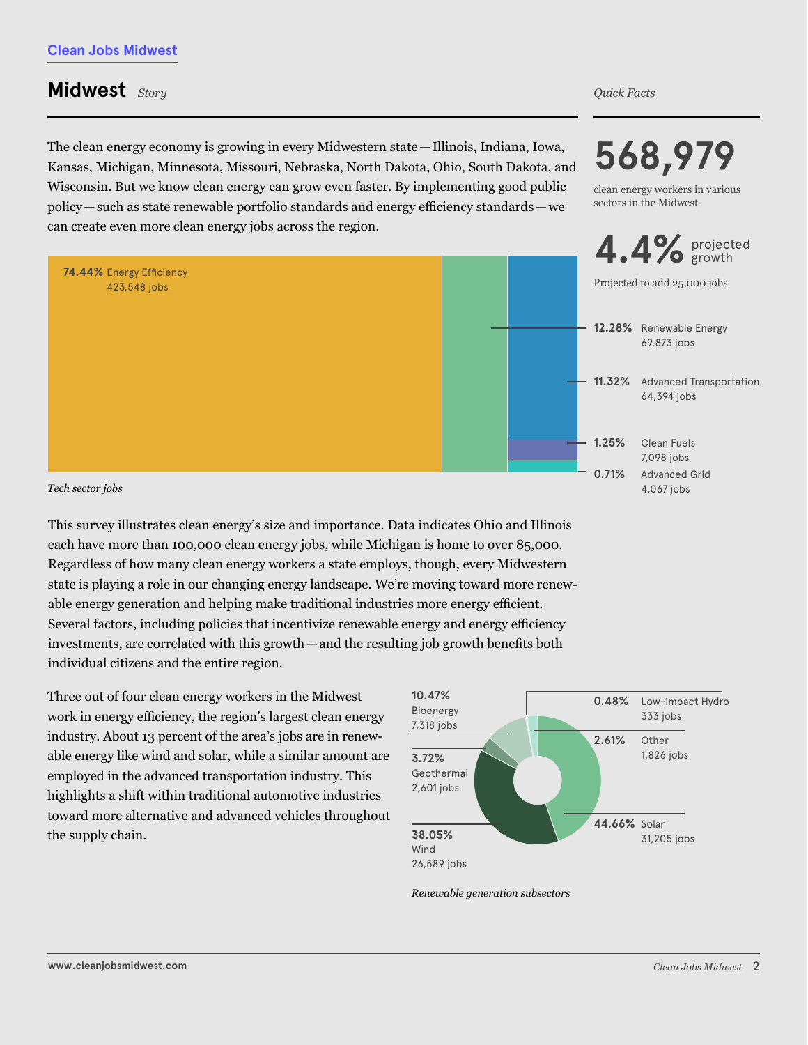Clean Jobs Midwest

# Midwest *Story*

The clean energy economy is growing in every Midwestern state — Illinois, Indiana, Iowa, Kansas, Michigan, Minnesota, Missouri, Nebraska, North Dakota, Ohio, South Dakota, and Wisconsin. But we know clean energy can grow even faster. By implementing good public policy — such as state renewable portfolio standards and energy efficiency standards — we can create even more clean energy jobs across the region.

**74.44%** Energy Efficiency
423,548 jobs

**12.28%** Renewable Energy
69,873 jobs

**11.32%** Advanced Transportation
64,394 jobs

**1.25%** Clean Fuels
7,098 jobs

**0.71%** Advanced Grid
4,067 jobs

*Tech sector jobs*

*Quick Facts*

**568,979**
clean energy workers in various sectors in the Midwest

**4.4%** projected growth
Projected to add 25,000 jobs

This survey illustrates clean energy's size and importance. Data indicates Ohio and Illinois each have more than 100,000 clean energy jobs, while Michigan is home to over 85,000. Regardless of how many clean energy workers a state employs, though, every Midwestern state is playing a role in our changing energy landscape. We're moving toward more renewable energy generation and helping make traditional industries more energy efficient. Several factors, including policies that incentivize renewable energy and energy efficiency investments, are correlated with this growth — and the resulting job growth benefits both individual citizens and the entire region.

Three out of four clean energy workers in the Midwest work in energy efficiency, the region's largest clean energy industry. About 13 percent of the area's jobs are in renewable energy like wind and solar, while a similar amount are employed in the advanced transportation industry. This highlights a shift within traditional automotive industries toward more alternative and advanced vehicles throughout the supply chain.

**10.47%** Bioenergy
7,318 jobs

**3.72%** Geothermal
2,601 jobs

**38.05%** Wind
26,589 jobs

**0.48%** Low-impact Hydro
333 jobs

**2.61%** Other
1,826 jobs

**44.66%** Solar
31,205 jobs

*Renewable generation subsectors*

www.cleanjobsmidwest.com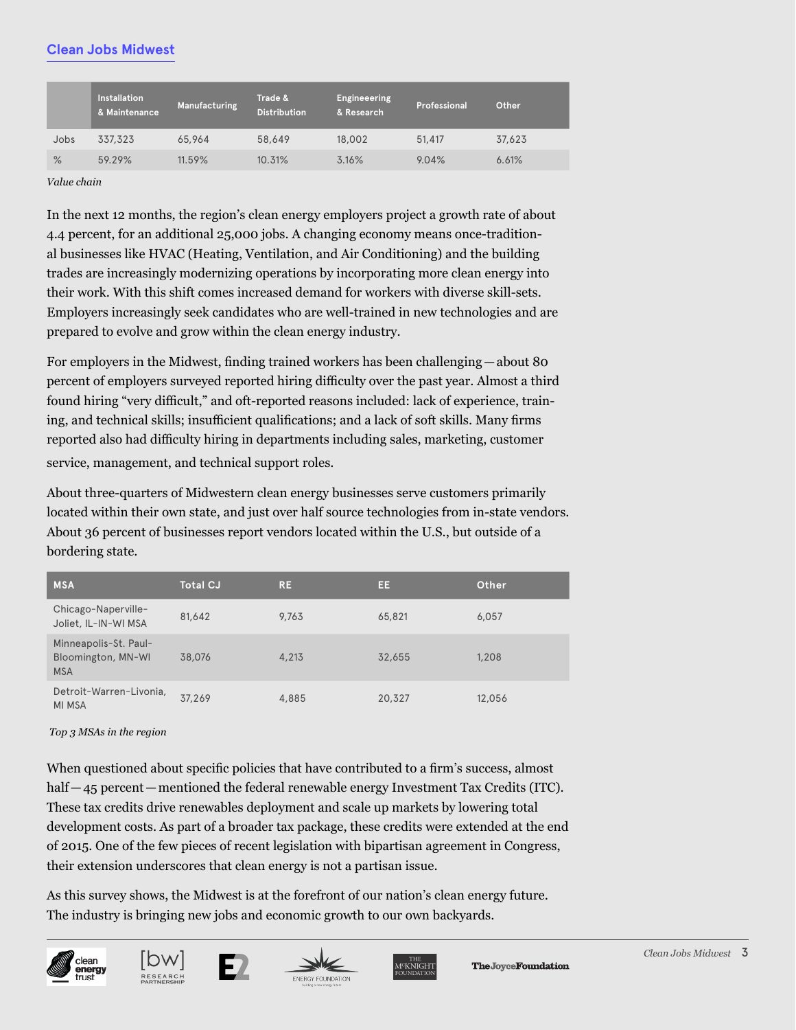| | Installation & Maintenance | Manufacturing | Trade & Distribution | Engineeering & Research | Professional | Other |
|---|---|---|---|---|---|---|
| Jobs | 337,323 | 65,964 | 58,649 | 18,002 | 51,417 | 37,623 |
| % | 59.29% | 11.59% | 10.31% | 3.16% | 9.04% | 6.61% |

*Value chain*

In the next 12 months, the region's clean energy employers project a growth rate of about 4.4 percent, for an additional 25,000 jobs. A changing economy means once-traditional businesses like HVAC (Heating, Ventilation, and Air Conditioning) and the building trades are increasingly modernizing operations by incorporating more clean energy into their work. With this shift comes increased demand for workers with diverse skill-sets. Employers increasingly seek candidates who are well-trained in new technologies and are prepared to evolve and grow within the clean energy industry.

For employers in the Midwest, finding trained workers has been challenging — about 80 percent of employers surveyed reported hiring difficulty over the past year. Almost a third found hiring "very difficult," and oft-reported reasons included: lack of experience, training, and technical skills; insufficient qualifications; and a lack of soft skills. Many firms reported also had difficulty hiring in departments including sales, marketing, customer service, management, and technical support roles.

About three-quarters of Midwestern clean energy businesses serve customers primarily located within their own state, and just over half source technologies from in-state vendors. About 36 percent of businesses report vendors located within the U.S., but outside of a bordering state.

| MSA | Total CJ | RE | EE | Other |
|---|---|---|---|---|
| Chicago-Naperville-Joliet, IL-IN-WI MSA | 81,642 | 9,763 | 65,821 | 6,057 |
| Minneapolis-St. Paul-Bloomington, MN-WI MSA | 38,076 | 4,213 | 32,655 | 1,208 |
| Detroit-Warren-Livonia, MI MSA | 37,269 | 4,885 | 20,327 | 12,056 |

*Top 3 MSAs in the region*

When questioned about specific policies that have contributed to a firm's success, almost half — 45 percent — mentioned the federal renewable energy Investment Tax Credits (ITC). These tax credits drive renewables deployment and scale up markets by lowering total development costs. As part of a broader tax package, these credits were extended at the end of 2015. One of the few pieces of recent legislation with bipartisan agreement in Congress, their extension underscores that clean energy is not a partisan issue.

As this survey shows, the Midwest is at the forefront of our nation's clean energy future. The industry is bringing new jobs and economic growth to our own backyards.